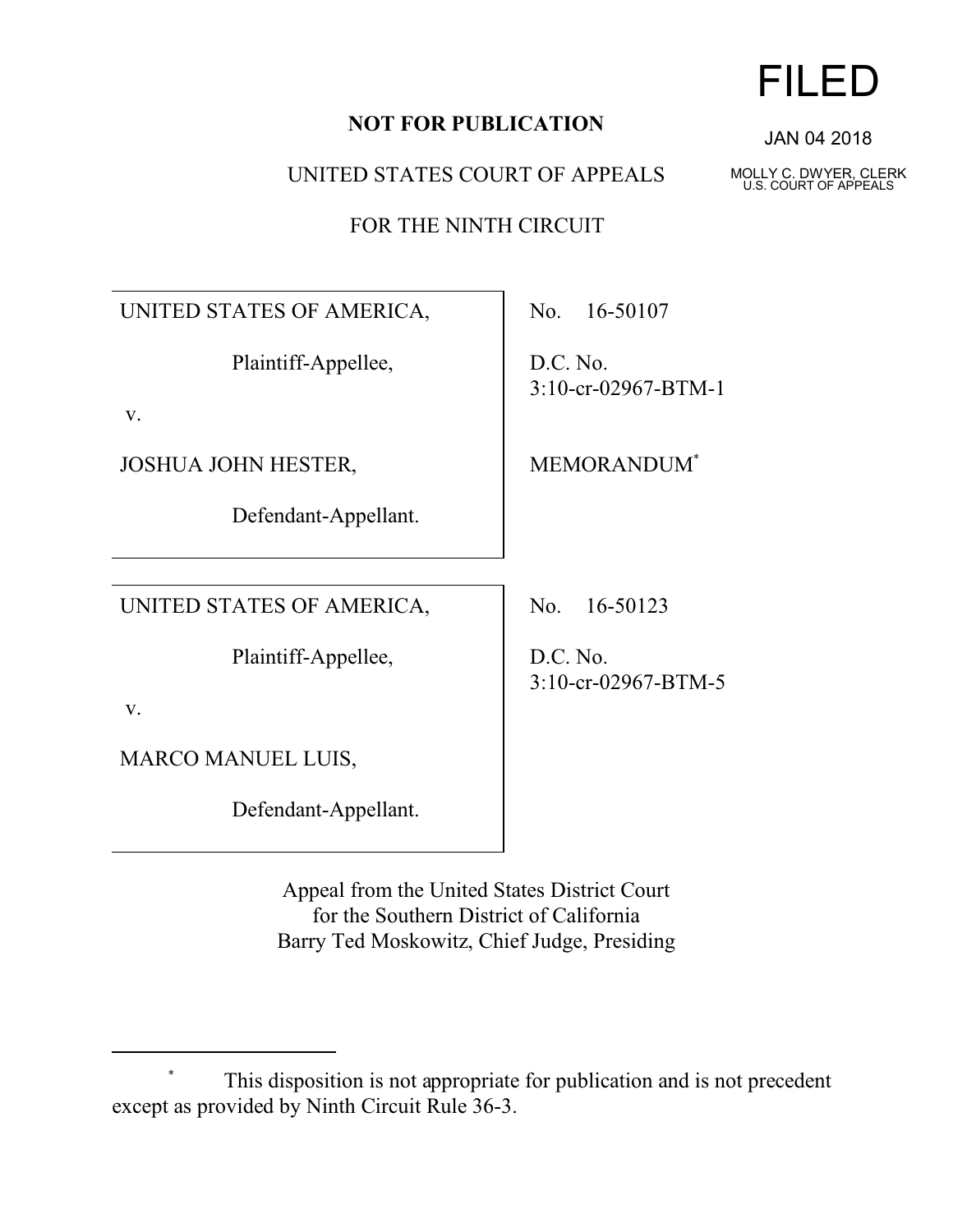FILED

JAN 04 2018

MOLLY C. DWYER, CLERK
U.S. COURT OF APPEALS

**NOT FOR PUBLICATION**

UNITED STATES COURT OF APPEALS

FOR THE NINTH CIRCUIT

| | |
|---|---|
| UNITED STATES OF AMERICA,<br><br>Plaintiff-Appellee,<br><br>v.<br><br>JOSHUA JOHN HESTER,<br><br>Defendant-Appellant. | No. 16-50107<br><br>D.C. No. 3:10-cr-02967-BTM-1<br><br>MEMORANDUM* |
| UNITED STATES OF AMERICA,<br><br>Plaintiff-Appellee,<br><br>v.<br><br>MARCO MANUEL LUIS,<br><br>Defendant-Appellant. | No. 16-50123<br><br>D.C. No. 3:10-cr-02967-BTM-5 |

Appeal from the United States District Court
for the Southern District of California
Barry Ted Moskowitz, Chief Judge, Presiding

---

\* This disposition is not appropriate for publication and is not precedent except as provided by Ninth Circuit Rule 36-3.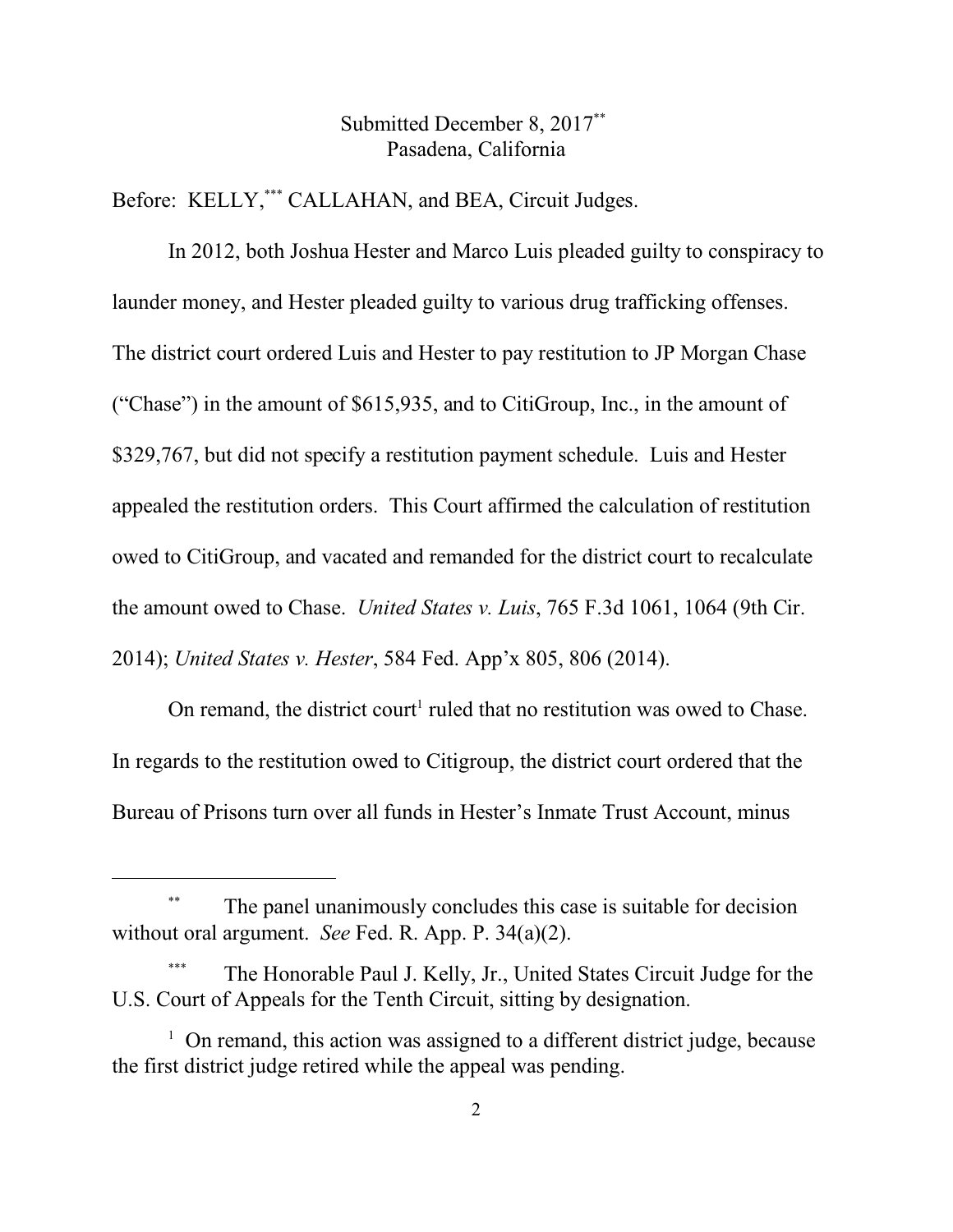Submitted December 8, 2017**
Pasadena, California

Before: KELLY,*** CALLAHAN, and BEA, Circuit Judges.

In 2012, both Joshua Hester and Marco Luis pleaded guilty to conspiracy to launder money, and Hester pleaded guilty to various drug trafficking offenses. The district court ordered Luis and Hester to pay restitution to JP Morgan Chase ("Chase") in the amount of $615,935, and to CitiGroup, Inc., in the amount of $329,767, but did not specify a restitution payment schedule. Luis and Hester appealed the restitution orders. This Court affirmed the calculation of restitution owed to CitiGroup, and vacated and remanded for the district court to recalculate the amount owed to Chase. *United States v. Luis*, 765 F.3d 1061, 1064 (9th Cir. 2014); *United States v. Hester*, 584 Fed. App'x 805, 806 (2014).

On remand, the district court[1] ruled that no restitution was owed to Chase. In regards to the restitution owed to Citigroup, the district court ordered that the Bureau of Prisons turn over all funds in Hester's Inmate Trust Account, minus

---

** The panel unanimously concludes this case is suitable for decision without oral argument. *See* Fed. R. App. P. 34(a)(2).

*** The Honorable Paul J. Kelly, Jr., United States Circuit Judge for the U.S. Court of Appeals for the Tenth Circuit, sitting by designation.

[1] On remand, this action was assigned to a different district judge, because the first district judge retired while the appeal was pending.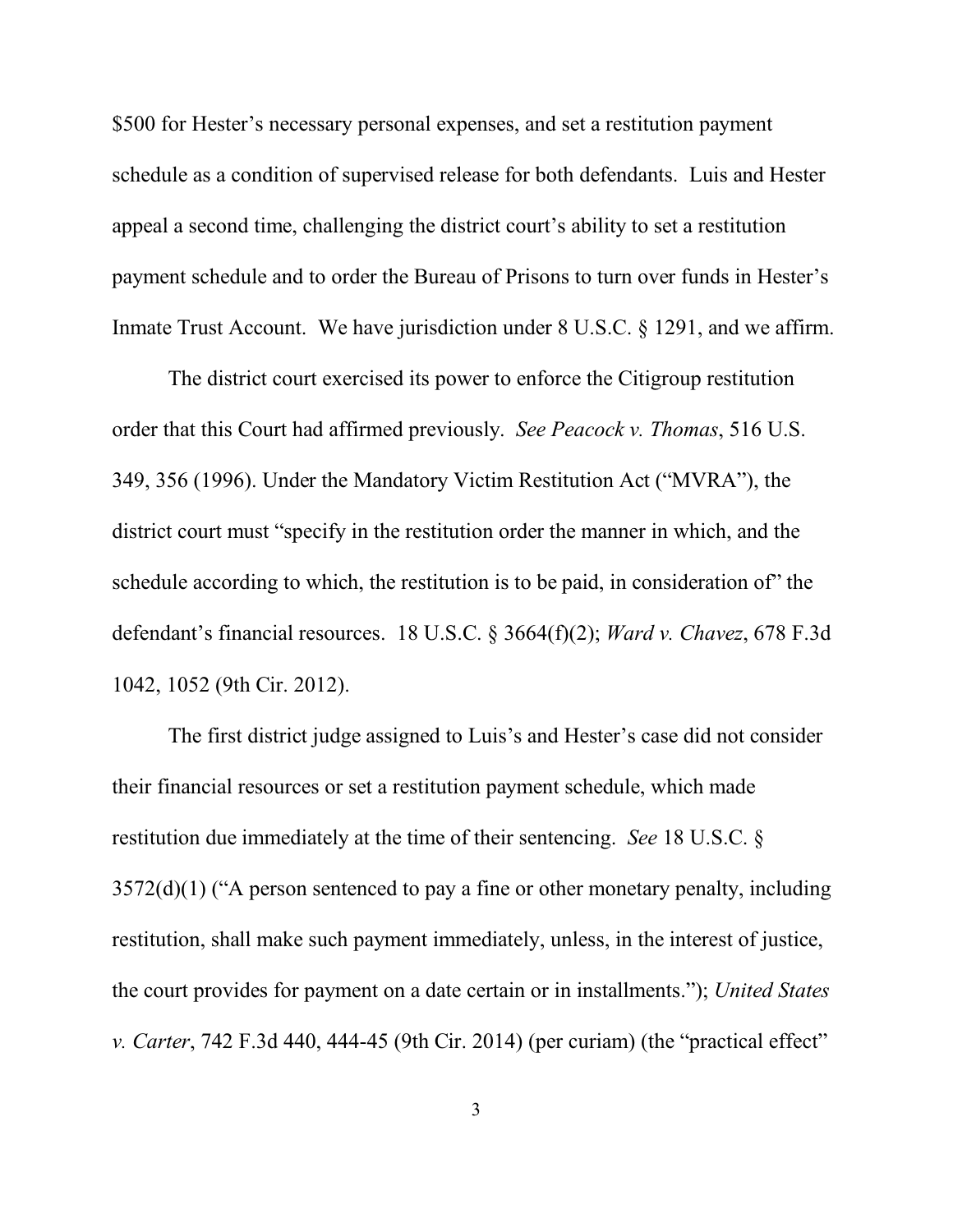$500 for Hester's necessary personal expenses, and set a restitution payment schedule as a condition of supervised release for both defendants. Luis and Hester appeal a second time, challenging the district court's ability to set a restitution payment schedule and to order the Bureau of Prisons to turn over funds in Hester's Inmate Trust Account. We have jurisdiction under 8 U.S.C. § 1291, and we affirm.

The district court exercised its power to enforce the Citigroup restitution order that this Court had affirmed previously. *See Peacock v. Thomas*, 516 U.S. 349, 356 (1996). Under the Mandatory Victim Restitution Act ("MVRA"), the district court must "specify in the restitution order the manner in which, and the schedule according to which, the restitution is to be paid, in consideration of" the defendant's financial resources. 18 U.S.C. § 3664(f)(2); *Ward v. Chavez*, 678 F.3d 1042, 1052 (9th Cir. 2012).

The first district judge assigned to Luis's and Hester's case did not consider their financial resources or set a restitution payment schedule, which made restitution due immediately at the time of their sentencing. *See* 18 U.S.C. § 3572(d)(1) ("A person sentenced to pay a fine or other monetary penalty, including restitution, shall make such payment immediately, unless, in the interest of justice, the court provides for payment on a date certain or in installments."); *United States v. Carter*, 742 F.3d 440, 444-45 (9th Cir. 2014) (per curiam) (the "practical effect"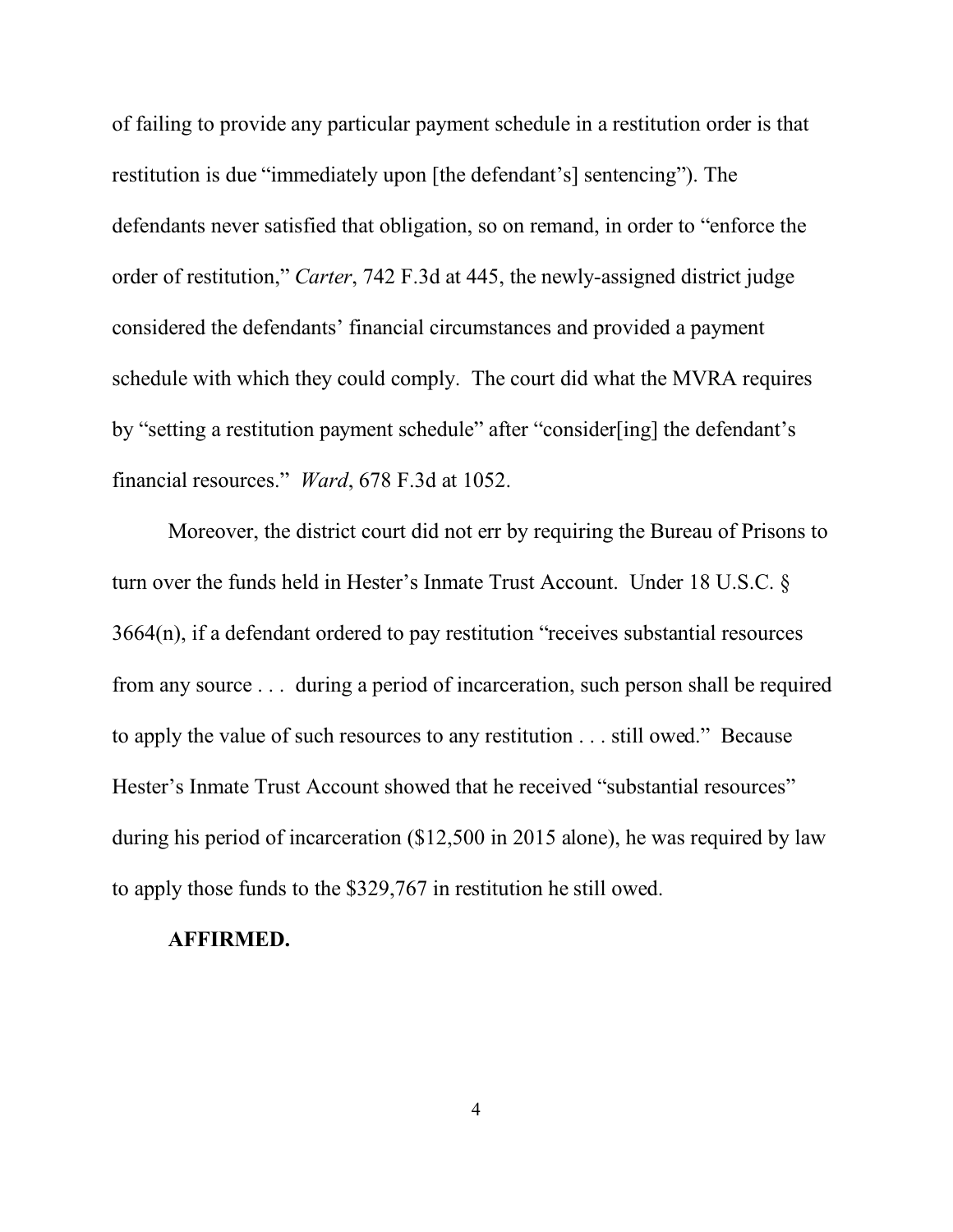of failing to provide any particular payment schedule in a restitution order is that restitution is due "immediately upon [the defendant's] sentencing"). The defendants never satisfied that obligation, so on remand, in order to "enforce the order of restitution," *Carter*, 742 F.3d at 445, the newly-assigned district judge considered the defendants' financial circumstances and provided a payment schedule with which they could comply. The court did what the MVRA requires by "setting a restitution payment schedule" after "consider[ing] the defendant's financial resources." *Ward*, 678 F.3d at 1052.

Moreover, the district court did not err by requiring the Bureau of Prisons to turn over the funds held in Hester's Inmate Trust Account. Under 18 U.S.C. § 3664(n), if a defendant ordered to pay restitution "receives substantial resources from any source . . . during a period of incarceration, such person shall be required to apply the value of such resources to any restitution . . . still owed." Because Hester's Inmate Trust Account showed that he received "substantial resources" during his period of incarceration ($12,500 in 2015 alone), he was required by law to apply those funds to the $329,767 in restitution he still owed.

**AFFIRMED.**